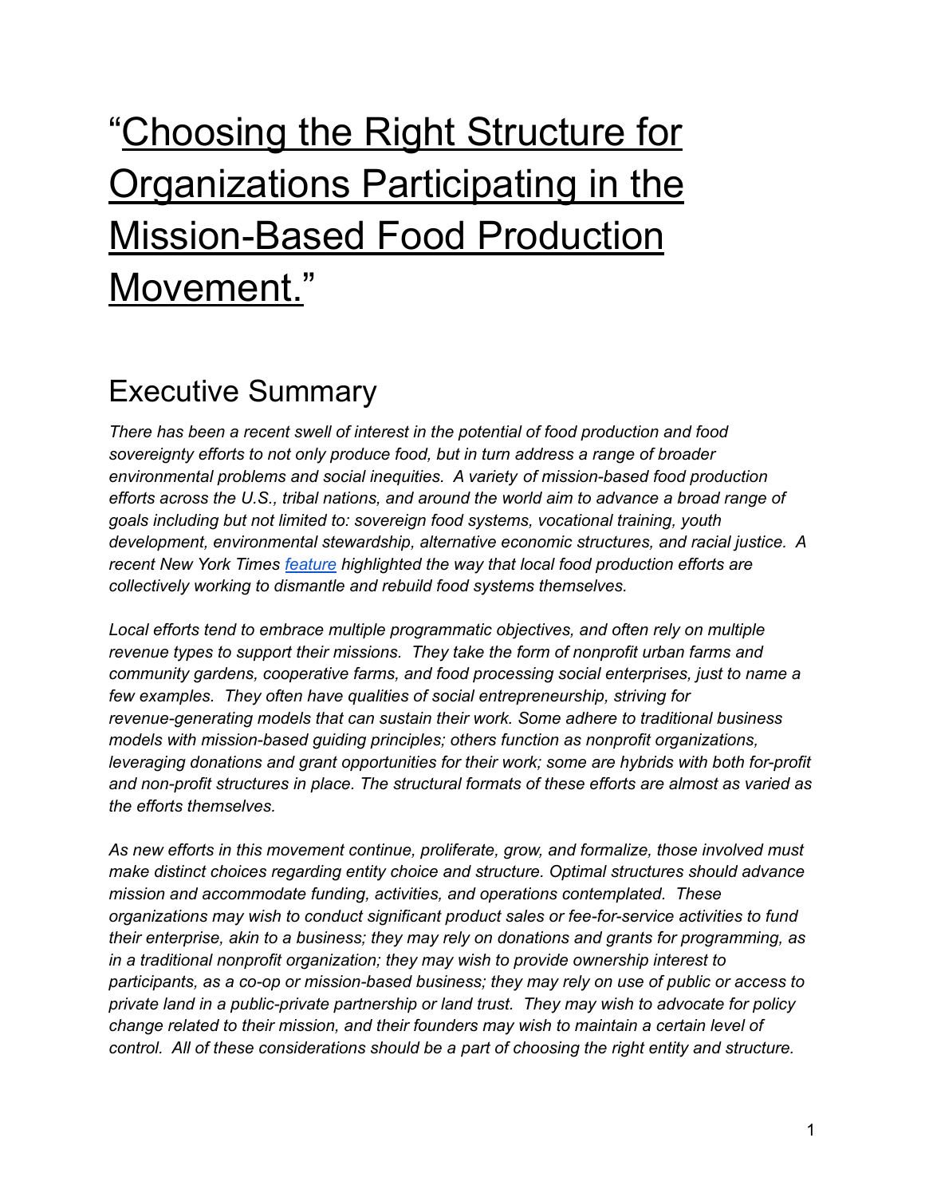# “Choosing the Right Structure for Organizations Participating in the Mission-Based Food Production Movement.”

## Executive Summary

*There has been a recent swell of interest in the potential of food production and food sovereignty efforts to not only produce food, but in turn address a range of broader environmental problems and social inequities. A variety of mission-based food production efforts across the U.S., tribal nations, and around the world aim to advance a broad range of goals including but not limited to: sovereign food systems, vocational training, youth development, environmental stewardship, alternative economic structures, and racial justice. A recent New York Times feature highlighted the way that local food production efforts are collectively working to dismantle and rebuild food systems themselves.*

*Local efforts tend to embrace multiple programmatic objectives, and often rely on multiple revenue types to support their missions. They take the form of nonprofit urban farms and community gardens, cooperative farms, and food processing social enterprises, just to name a few examples. They often have qualities of social entrepreneurship, striving for revenue-generating models that can sustain their work. Some adhere to traditional business models with mission-based guiding principles; others function as nonprofit organizations, leveraging donations and grant opportunities for their work; some are hybrids with both for-profit and non-profit structures in place. The structural formats of these efforts are almost as varied as the efforts themselves.*

*As new efforts in this movement continue, proliferate, grow, and formalize, those involved must make distinct choices regarding entity choice and structure. Optimal structures should advance mission and accommodate funding, activities, and operations contemplated. These organizations may wish to conduct significant product sales or fee-for-service activities to fund their enterprise, akin to a business; they may rely on donations and grants for programming, as in a traditional nonprofit organization; they may wish to provide ownership interest to participants, as a co-op or mission-based business; they may rely on use of public or access to private land in a public-private partnership or land trust. They may wish to advocate for policy change related to their mission, and their founders may wish to maintain a certain level of control. All of these considerations should be a part of choosing the right entity and structure.*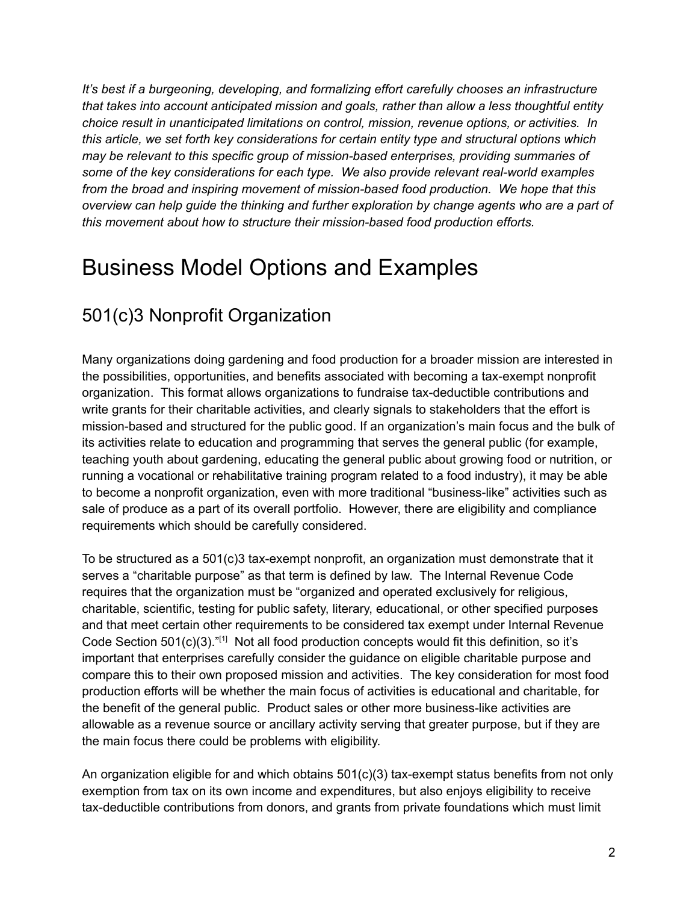*It's best if a burgeoning, developing, and formalizing effort carefully chooses an infrastructure that takes into account anticipated mission and goals, rather than allow a less thoughtful entity choice result in unanticipated limitations on control, mission, revenue options, or activities. In this article, we set forth key considerations for certain entity type and structural options which may be relevant to this specific group of mission-based enterprises, providing summaries of some of the key considerations for each type. We also provide relevant real-world examples from the broad and inspiring movement of mission-based food production. We hope that this overview can help guide the thinking and further exploration by change agents who are a part of this movement about how to structure their mission-based food production efforts.*

# Business Model Options and Examples

## 501(c)3 Nonprofit Organization

Many organizations doing gardening and food production for a broader mission are interested in the possibilities, opportunities, and benefits associated with becoming a tax-exempt nonprofit organization. This format allows organizations to fundraise tax-deductible contributions and write grants for their charitable activities, and clearly signals to stakeholders that the effort is mission-based and structured for the public good. If an organization's main focus and the bulk of its activities relate to education and programming that serves the general public (for example, teaching youth about gardening, educating the general public about growing food or nutrition, or running a vocational or rehabilitative training program related to a food industry), it may be able to become a nonprofit organization, even with more traditional "business-like" activities such as sale of produce as a part of its overall portfolio. However, there are eligibility and compliance requirements which should be carefully considered.

To be structured as a 501(c)3 tax-exempt nonprofit, an organization must demonstrate that it serves a "charitable purpose" as that term is defined by law. The Internal Revenue Code requires that the organization must be "organized and operated exclusively for religious, charitable, scientific, testing for public safety, literary, educational, or other specified purposes and that meet certain other requirements to be considered tax exempt under Internal Revenue Code Section 501(c)(3)."[1] Not all food production concepts would fit this definition, so it's important that enterprises carefully consider the guidance on eligible charitable purpose and compare this to their own proposed mission and activities. The key consideration for most food production efforts will be whether the main focus of activities is educational and charitable, for the benefit of the general public. Product sales or other more business-like activities are allowable as a revenue source or ancillary activity serving that greater purpose, but if they are the main focus there could be problems with eligibility.

An organization eligible for and which obtains 501(c)(3) tax-exempt status benefits from not only exemption from tax on its own income and expenditures, but also enjoys eligibility to receive tax-deductible contributions from donors, and grants from private foundations which must limit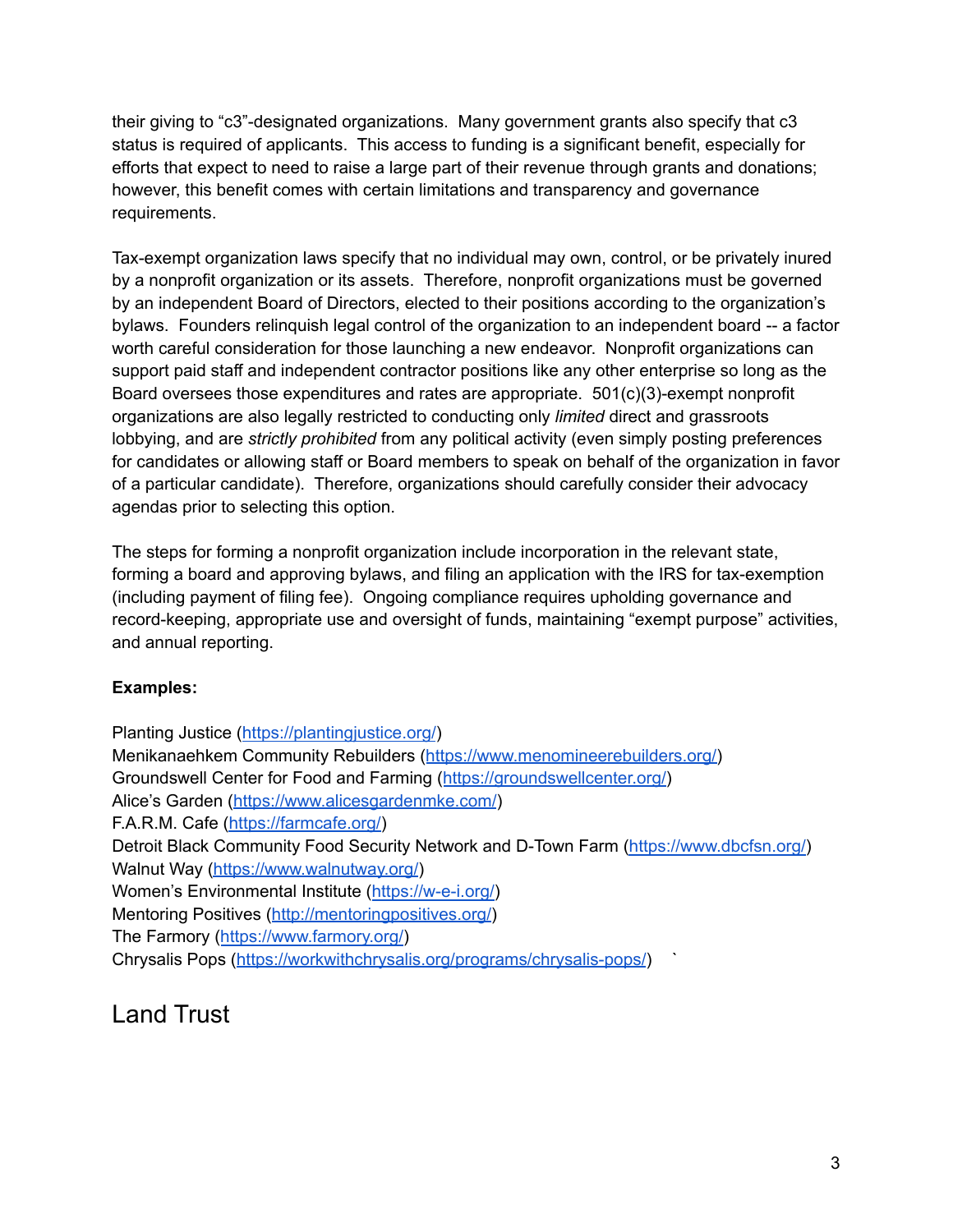their giving to "c3"-designated organizations. Many government grants also specify that c3 status is required of applicants. This access to funding is a significant benefit, especially for efforts that expect to need to raise a large part of their revenue through grants and donations; however, this benefit comes with certain limitations and transparency and governance requirements.

Tax-exempt organization laws specify that no individual may own, control, or be privately inured by a nonprofit organization or its assets. Therefore, nonprofit organizations must be governed by an independent Board of Directors, elected to their positions according to the organization's bylaws. Founders relinquish legal control of the organization to an independent board -- a factor worth careful consideration for those launching a new endeavor. Nonprofit organizations can support paid staff and independent contractor positions like any other enterprise so long as the Board oversees those expenditures and rates are appropriate. 501(c)(3)-exempt nonprofit organizations are also legally restricted to conducting only *limited* direct and grassroots lobbying, and are *strictly prohibited* from any political activity (even simply posting preferences for candidates or allowing staff or Board members to speak on behalf of the organization in favor of a particular candidate). Therefore, organizations should carefully consider their advocacy agendas prior to selecting this option.

The steps for forming a nonprofit organization include incorporation in the relevant state, forming a board and approving bylaws, and filing an application with the IRS for tax-exemption (including payment of filing fee). Ongoing compliance requires upholding governance and record-keeping, appropriate use and oversight of funds, maintaining "exempt purpose" activities, and annual reporting.

**Examples:**

Planting Justice (https://plantingjustice.org/)
Menikanaehkem Community Rebuilders (https://www.menomineerebuilders.org/)
Groundswell Center for Food and Farming (https://groundswellcenter.org/)
Alice's Garden (https://www.alicesgardenmke.com/)
F.A.R.M. Cafe (https://farmcafe.org/)
Detroit Black Community Food Security Network and D-Town Farm (https://www.dbcfsn.org/)
Walnut Way (https://www.walnutway.org/)
Women's Environmental Institute (https://w-e-i.org/)
Mentoring Positives (http://mentoringpositives.org/)
The Farmory (https://www.farmory.org/)
Chrysalis Pops (https://workwithchrysalis.org/programs/chrysalis-pops/)

## Land Trust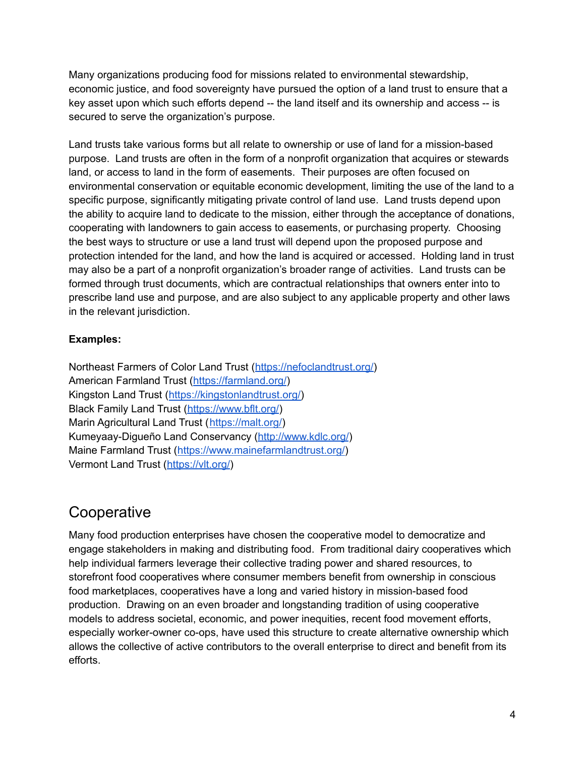Many organizations producing food for missions related to environmental stewardship, economic justice, and food sovereignty have pursued the option of a land trust to ensure that a key asset upon which such efforts depend -- the land itself and its ownership and access -- is secured to serve the organization's purpose.

Land trusts take various forms but all relate to ownership or use of land for a mission-based purpose. Land trusts are often in the form of a nonprofit organization that acquires or stewards land, or access to land in the form of easements. Their purposes are often focused on environmental conservation or equitable economic development, limiting the use of the land to a specific purpose, significantly mitigating private control of land use. Land trusts depend upon the ability to acquire land to dedicate to the mission, either through the acceptance of donations, cooperating with landowners to gain access to easements, or purchasing property. Choosing the best ways to structure or use a land trust will depend upon the proposed purpose and protection intended for the land, and how the land is acquired or accessed. Holding land in trust may also be a part of a nonprofit organization's broader range of activities. Land trusts can be formed through trust documents, which are contractual relationships that owners enter into to prescribe land use and purpose, and are also subject to any applicable property and other laws in the relevant jurisdiction.

**Examples:**

Northeast Farmers of Color Land Trust (https://nefoclandtrust.org/)
American Farmland Trust (https://farmland.org/)
Kingston Land Trust (https://kingstonlandtrust.org/)
Black Family Land Trust (https://www.bflt.org/)
Marin Agricultural Land Trust (https://malt.org/)
Kumeyaay-Digueño Land Conservancy (http://www.kdlc.org/)
Maine Farmland Trust (https://www.mainefarmlandtrust.org/)
Vermont Land Trust (https://vlt.org/)

## Cooperative

Many food production enterprises have chosen the cooperative model to democratize and engage stakeholders in making and distributing food. From traditional dairy cooperatives which help individual farmers leverage their collective trading power and shared resources, to storefront food cooperatives where consumer members benefit from ownership in conscious food marketplaces, cooperatives have a long and varied history in mission-based food production. Drawing on an even broader and longstanding tradition of using cooperative models to address societal, economic, and power inequities, recent food movement efforts, especially worker-owner co-ops, have used this structure to create alternative ownership which allows the collective of active contributors to the overall enterprise to direct and benefit from its efforts.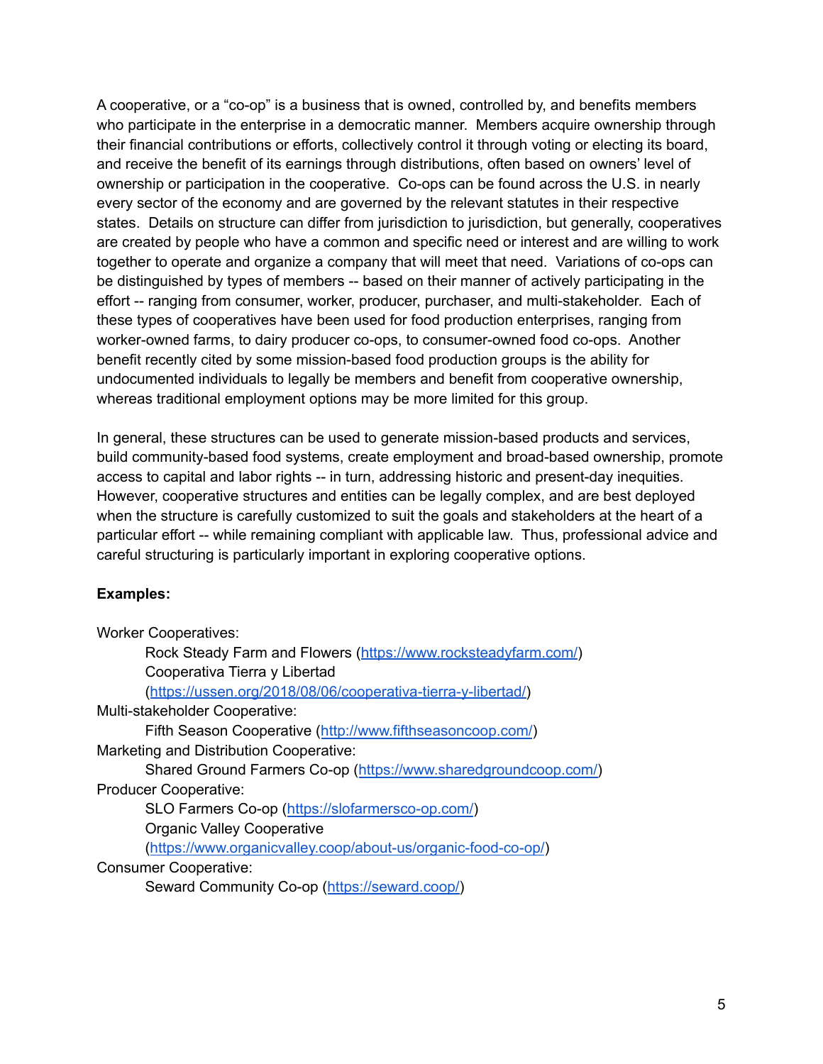A cooperative, or a "co-op" is a business that is owned, controlled by, and benefits members who participate in the enterprise in a democratic manner. Members acquire ownership through their financial contributions or efforts, collectively control it through voting or electing its board, and receive the benefit of its earnings through distributions, often based on owners' level of ownership or participation in the cooperative. Co-ops can be found across the U.S. in nearly every sector of the economy and are governed by the relevant statutes in their respective states. Details on structure can differ from jurisdiction to jurisdiction, but generally, cooperatives are created by people who have a common and specific need or interest and are willing to work together to operate and organize a company that will meet that need. Variations of co-ops can be distinguished by types of members -- based on their manner of actively participating in the effort -- ranging from consumer, worker, producer, purchaser, and multi-stakeholder. Each of these types of cooperatives have been used for food production enterprises, ranging from worker-owned farms, to dairy producer co-ops, to consumer-owned food co-ops. Another benefit recently cited by some mission-based food production groups is the ability for undocumented individuals to legally be members and benefit from cooperative ownership, whereas traditional employment options may be more limited for this group.

In general, these structures can be used to generate mission-based products and services, build community-based food systems, create employment and broad-based ownership, promote access to capital and labor rights -- in turn, addressing historic and present-day inequities. However, cooperative structures and entities can be legally complex, and are best deployed when the structure is carefully customized to suit the goals and stakeholders at the heart of a particular effort -- while remaining compliant with applicable law. Thus, professional advice and careful structuring is particularly important in exploring cooperative options.

**Examples:**

Worker Cooperatives:
- Rock Steady Farm and Flowers (https://www.rocksteadyfarm.com/)
- Cooperativa Tierra y Libertad (https://ussen.org/2018/08/06/cooperativa-tierra-y-libertad/)

Multi-stakeholder Cooperative:
- Fifth Season Cooperative (http://www.fifthseasoncoop.com/)

Marketing and Distribution Cooperative:
- Shared Ground Farmers Co-op (https://www.sharedgroundcoop.com/)

Producer Cooperative:
- SLO Farmers Co-op (https://slofarmersco-op.com/)
- Organic Valley Cooperative (https://www.organicvalley.coop/about-us/organic-food-co-op/)

Consumer Cooperative:
- Seward Community Co-op (https://seward.coop/)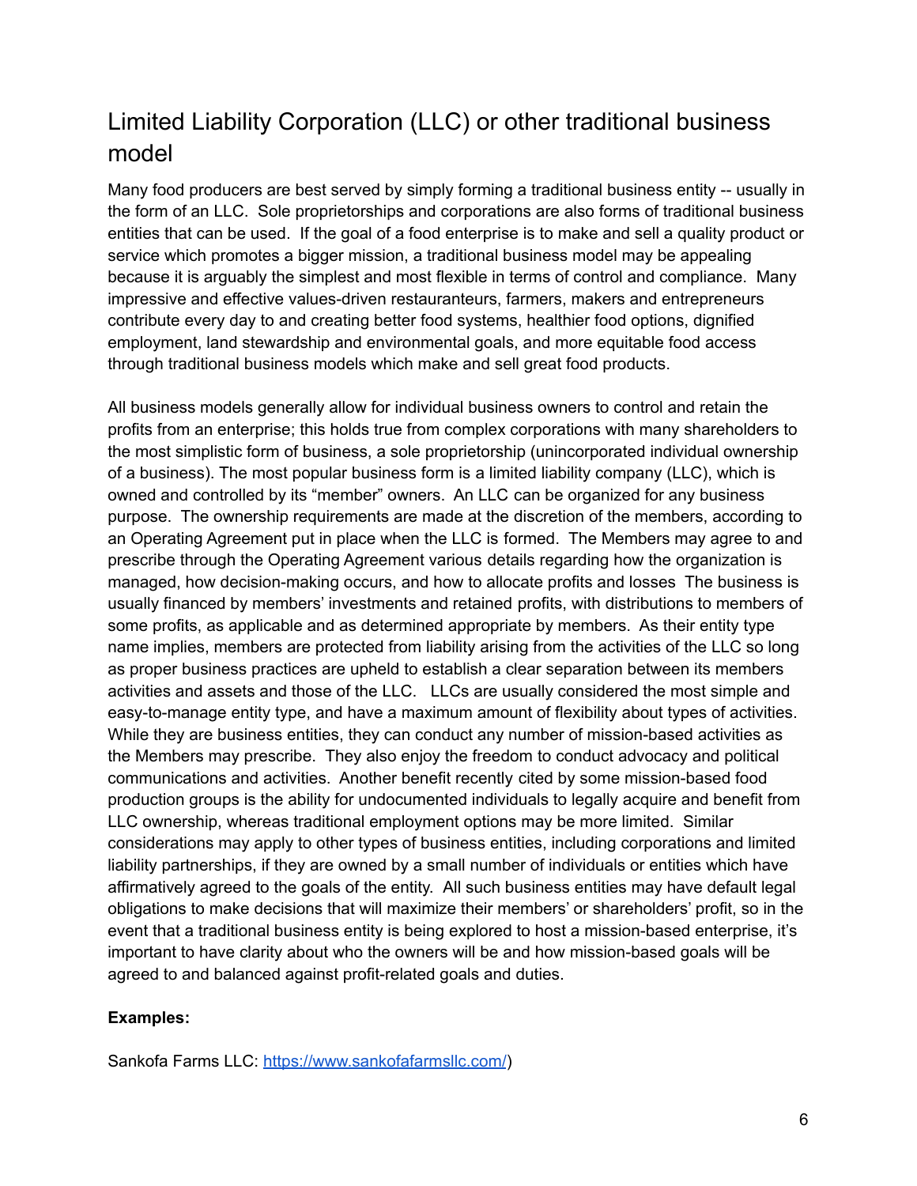## Limited Liability Corporation (LLC) or other traditional business model

Many food producers are best served by simply forming a traditional business entity -- usually in the form of an LLC. Sole proprietorships and corporations are also forms of traditional business entities that can be used. If the goal of a food enterprise is to make and sell a quality product or service which promotes a bigger mission, a traditional business model may be appealing because it is arguably the simplest and most flexible in terms of control and compliance. Many impressive and effective values-driven restauranteurs, farmers, makers and entrepreneurs contribute every day to and creating better food systems, healthier food options, dignified employment, land stewardship and environmental goals, and more equitable food access through traditional business models which make and sell great food products.

All business models generally allow for individual business owners to control and retain the profits from an enterprise; this holds true from complex corporations with many shareholders to the most simplistic form of business, a sole proprietorship (unincorporated individual ownership of a business). The most popular business form is a limited liability company (LLC), which is owned and controlled by its "member" owners. An LLC can be organized for any business purpose. The ownership requirements are made at the discretion of the members, according to an Operating Agreement put in place when the LLC is formed. The Members may agree to and prescribe through the Operating Agreement various details regarding how the organization is managed, how decision-making occurs, and how to allocate profits and losses The business is usually financed by members' investments and retained profits, with distributions to members of some profits, as applicable and as determined appropriate by members. As their entity type name implies, members are protected from liability arising from the activities of the LLC so long as proper business practices are upheld to establish a clear separation between its members activities and assets and those of the LLC. LLCs are usually considered the most simple and easy-to-manage entity type, and have a maximum amount of flexibility about types of activities. While they are business entities, they can conduct any number of mission-based activities as the Members may prescribe. They also enjoy the freedom to conduct advocacy and political communications and activities. Another benefit recently cited by some mission-based food production groups is the ability for undocumented individuals to legally acquire and benefit from LLC ownership, whereas traditional employment options may be more limited. Similar considerations may apply to other types of business entities, including corporations and limited liability partnerships, if they are owned by a small number of individuals or entities which have affirmatively agreed to the goals of the entity. All such business entities may have default legal obligations to make decisions that will maximize their members' or shareholders' profit, so in the event that a traditional business entity is being explored to host a mission-based enterprise, it's important to have clarity about who the owners will be and how mission-based goals will be agreed to and balanced against profit-related goals and duties.

**Examples:**

Sankofa Farms LLC: https://www.sankofafarmsllc.com/)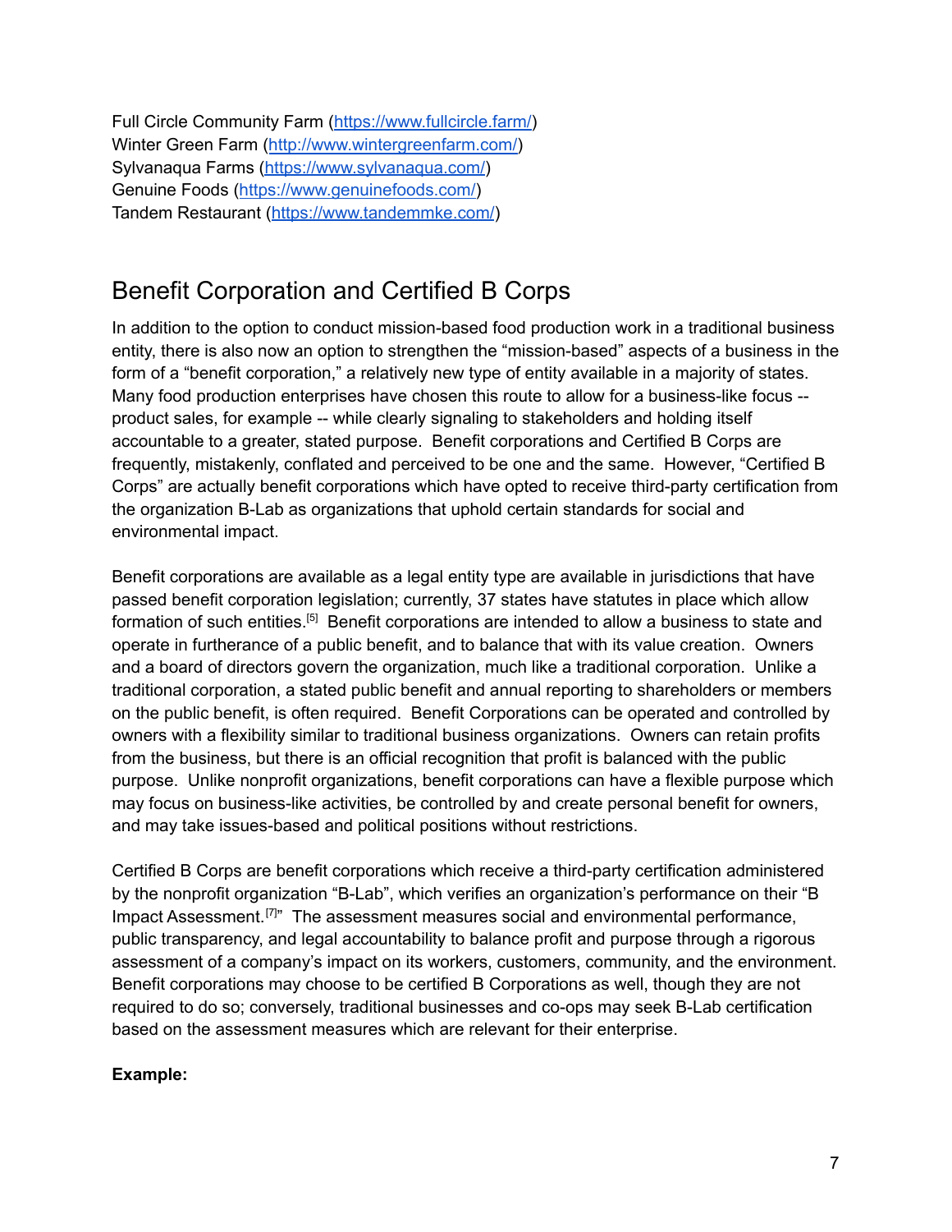Full Circle Community Farm (https://www.fullcircle.farm/)
Winter Green Farm (http://www.wintergreenfarm.com/)
Sylvanaqua Farms (https://www.sylvanaqua.com/)
Genuine Foods (https://www.genuinefoods.com/)
Tandem Restaurant (https://www.tandemmke.com/)

## Benefit Corporation and Certified B Corps

In addition to the option to conduct mission-based food production work in a traditional business entity, there is also now an option to strengthen the "mission-based" aspects of a business in the form of a "benefit corporation," a relatively new type of entity available in a majority of states. Many food production enterprises have chosen this route to allow for a business-like focus -- product sales, for example -- while clearly signaling to stakeholders and holding itself accountable to a greater, stated purpose. Benefit corporations and Certified B Corps are frequently, mistakenly, conflated and perceived to be one and the same. However, "Certified B Corps" are actually benefit corporations which have opted to receive third-party certification from the organization B-Lab as organizations that uphold certain standards for social and environmental impact.

Benefit corporations are available as a legal entity type are available in jurisdictions that have passed benefit corporation legislation; currently, 37 states have statutes in place which allow formation of such entities.[5] Benefit corporations are intended to allow a business to state and operate in furtherance of a public benefit, and to balance that with its value creation. Owners and a board of directors govern the organization, much like a traditional corporation. Unlike a traditional corporation, a stated public benefit and annual reporting to shareholders or members on the public benefit, is often required. Benefit Corporations can be operated and controlled by owners with a flexibility similar to traditional business organizations. Owners can retain profits from the business, but there is an official recognition that profit is balanced with the public purpose. Unlike nonprofit organizations, benefit corporations can have a flexible purpose which may focus on business-like activities, be controlled by and create personal benefit for owners, and may take issues-based and political positions without restrictions.

Certified B Corps are benefit corporations which receive a third-party certification administered by the nonprofit organization "B-Lab", which verifies an organization's performance on their "B Impact Assessment.[7]" The assessment measures social and environmental performance, public transparency, and legal accountability to balance profit and purpose through a rigorous assessment of a company's impact on its workers, customers, community, and the environment. Benefit corporations may choose to be certified B Corporations as well, though they are not required to do so; conversely, traditional businesses and co-ops may seek B-Lab certification based on the assessment measures which are relevant for their enterprise.

**Example:**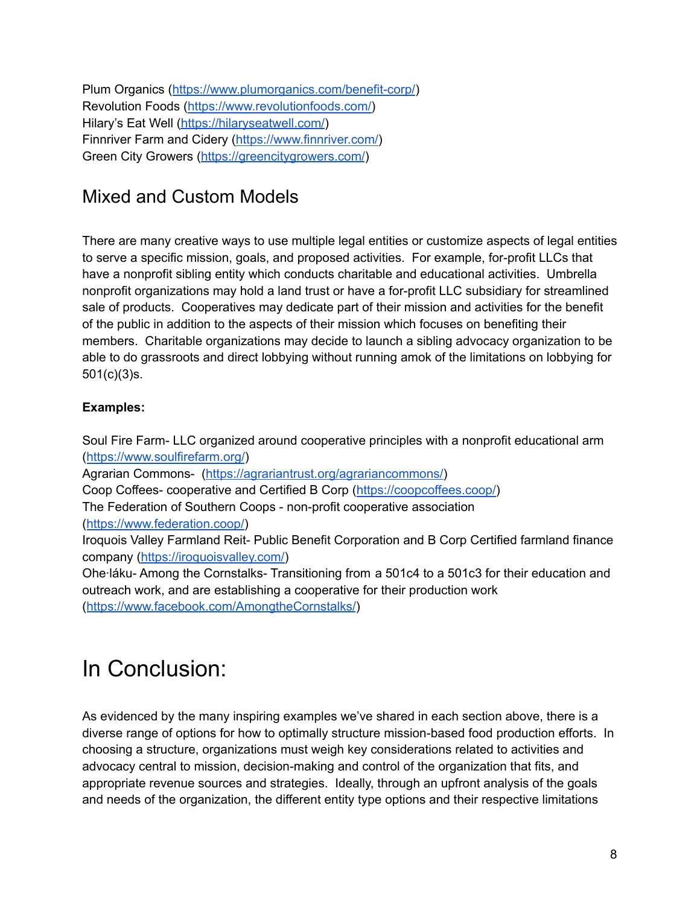Plum Organics (https://www.plumorganics.com/benefit-corp/)
Revolution Foods (https://www.revolutionfoods.com/)
Hilary's Eat Well (https://hilaryseatwell.com/)
Finnriver Farm and Cidery (https://www.finnriver.com/)
Green City Growers (https://greencitygrowers.com/)

## Mixed and Custom Models

There are many creative ways to use multiple legal entities or customize aspects of legal entities to serve a specific mission, goals, and proposed activities. For example, for-profit LLCs that have a nonprofit sibling entity which conducts charitable and educational activities. Umbrella nonprofit organizations may hold a land trust or have a for-profit LLC subsidiary for streamlined sale of products. Cooperatives may dedicate part of their mission and activities for the benefit of the public in addition to the aspects of their mission which focuses on benefiting their members. Charitable organizations may decide to launch a sibling advocacy organization to be able to do grassroots and direct lobbying without running amok of the limitations on lobbying for 501(c)(3)s.

**Examples:**

Soul Fire Farm- LLC organized around cooperative principles with a nonprofit educational arm (https://www.soulfirefarm.org/)
Agrarian Commons- (https://agrariantrust.org/agrariancommons/)
Coop Coffees- cooperative and Certified B Corp (https://coopcoffees.coop/)
The Federation of Southern Coops - non-profit cooperative association (https://www.federation.coop/)
Iroquois Valley Farmland Reit- Public Benefit Corporation and B Corp Certified farmland finance company (https://iroquoisvalley.com/)
Ohe·láku- Among the Cornstalks- Transitioning from a 501c4 to a 501c3 for their education and outreach work, and are establishing a cooperative for their production work (https://www.facebook.com/AmongtheCornstalks/)

# In Conclusion:

As evidenced by the many inspiring examples we've shared in each section above, there is a diverse range of options for how to optimally structure mission-based food production efforts. In choosing a structure, organizations must weigh key considerations related to activities and advocacy central to mission, decision-making and control of the organization that fits, and appropriate revenue sources and strategies. Ideally, through an upfront analysis of the goals and needs of the organization, the different entity type options and their respective limitations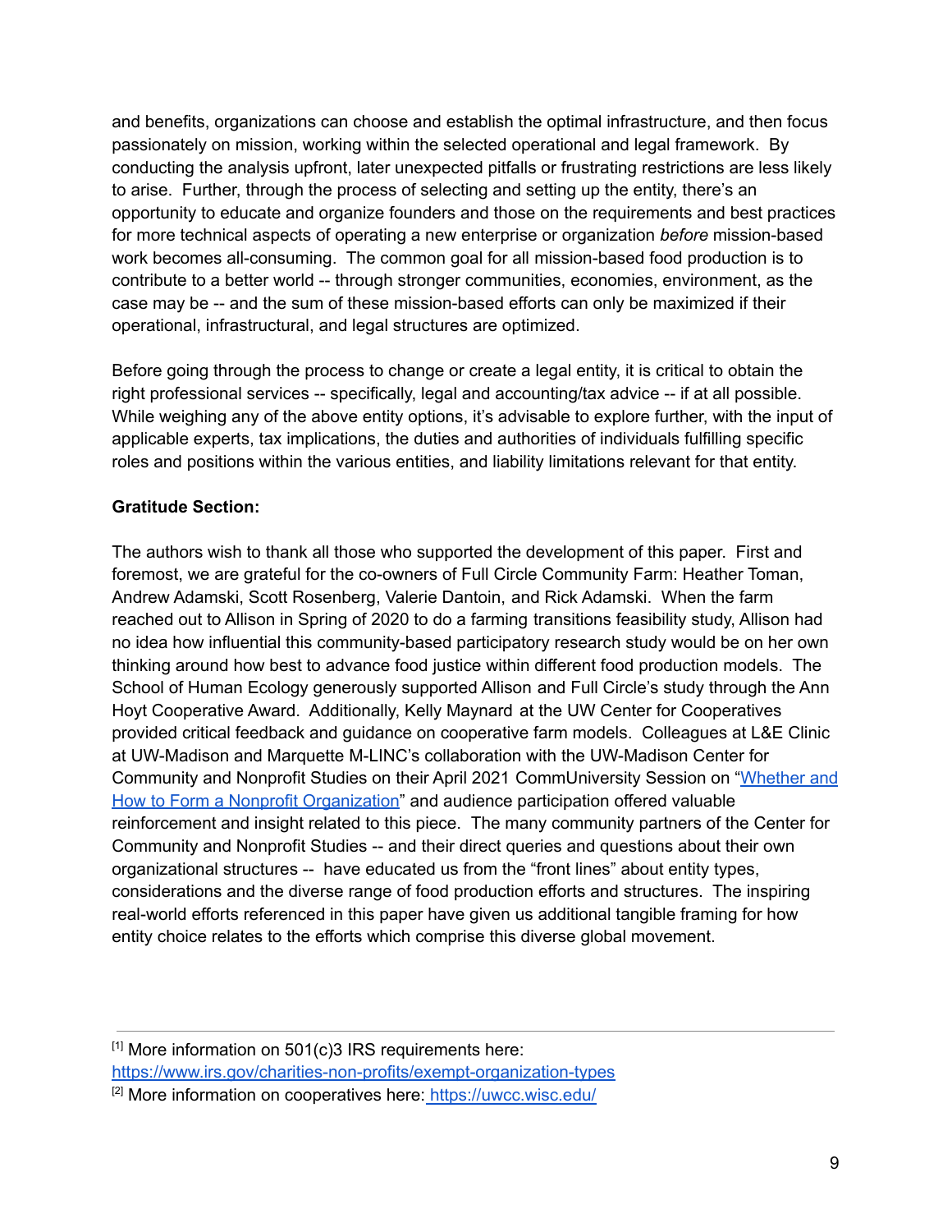and benefits, organizations can choose and establish the optimal infrastructure, and then focus passionately on mission, working within the selected operational and legal framework. By conducting the analysis upfront, later unexpected pitfalls or frustrating restrictions are less likely to arise. Further, through the process of selecting and setting up the entity, there's an opportunity to educate and organize founders and those on the requirements and best practices for more technical aspects of operating a new enterprise or organization *before* mission-based work becomes all-consuming. The common goal for all mission-based food production is to contribute to a better world -- through stronger communities, economies, environment, as the case may be -- and the sum of these mission-based efforts can only be maximized if their operational, infrastructural, and legal structures are optimized.

Before going through the process to change or create a legal entity, it is critical to obtain the right professional services -- specifically, legal and accounting/tax advice -- if at all possible. While weighing any of the above entity options, it's advisable to explore further, with the input of applicable experts, tax implications, the duties and authorities of individuals fulfilling specific roles and positions within the various entities, and liability limitations relevant for that entity.

**Gratitude Section:**

The authors wish to thank all those who supported the development of this paper. First and foremost, we are grateful for the co-owners of Full Circle Community Farm: Heather Toman, Andrew Adamski, Scott Rosenberg, Valerie Dantoin, and Rick Adamski. When the farm reached out to Allison in Spring of 2020 to do a farming transitions feasibility study, Allison had no idea how influential this community-based participatory research study would be on her own thinking around how best to advance food justice within different food production models. The School of Human Ecology generously supported Allison and Full Circle's study through the Ann Hoyt Cooperative Award. Additionally, Kelly Maynard at the UW Center for Cooperatives provided critical feedback and guidance on cooperative farm models. Colleagues at L&E Clinic at UW-Madison and Marquette M-LINC's collaboration with the UW-Madison Center for Community and Nonprofit Studies on their April 2021 CommUniversity Session on "Whether and How to Form a Nonprofit Organization" and audience participation offered valuable reinforcement and insight related to this piece. The many community partners of the Center for Community and Nonprofit Studies -- and their direct queries and questions about their own organizational structures -- have educated us from the "front lines" about entity types, considerations and the diverse range of food production efforts and structures. The inspiring real-world efforts referenced in this paper have given us additional tangible framing for how entity choice relates to the efforts which comprise this diverse global movement.

---

[1] More information on 501(c)3 IRS requirements here: https://www.irs.gov/charities-non-profits/exempt-organization-types

[2] More information on cooperatives here: https://uwcc.wisc.edu/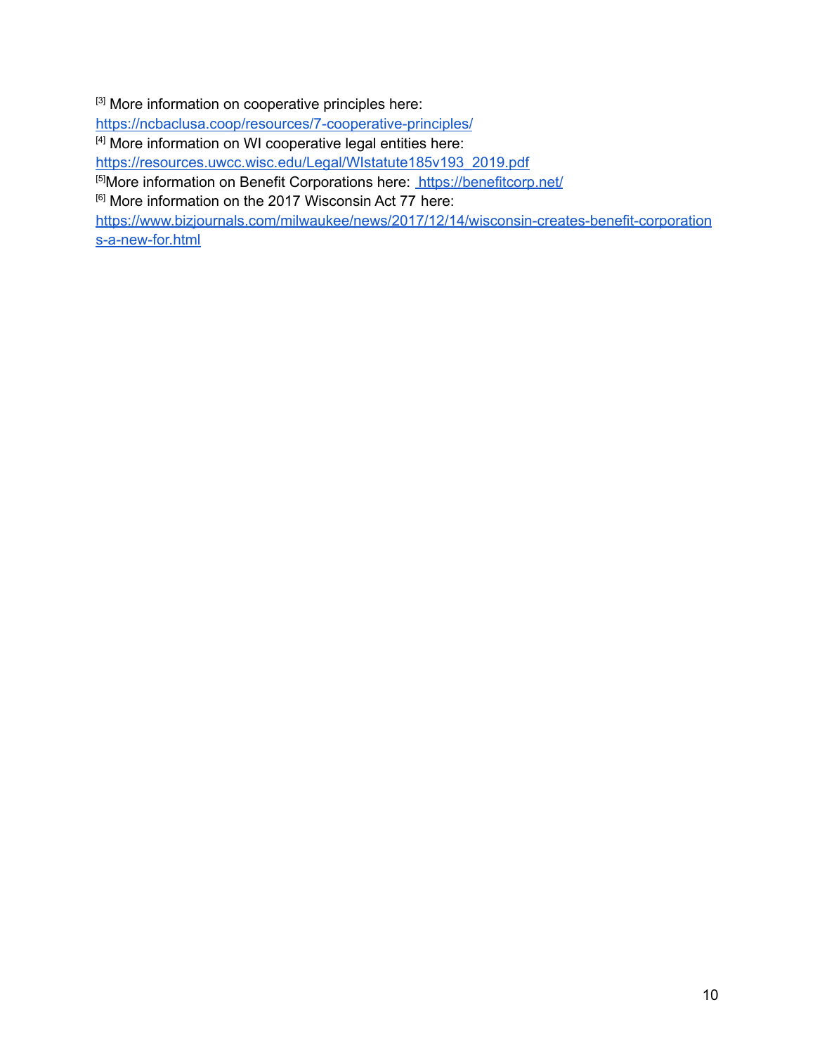[3] More information on cooperative principles here:
https://ncbaclusa.coop/resources/7-cooperative-principles/

[4] More information on WI cooperative legal entities here:
https://resources.uwcc.wisc.edu/Legal/WIstatute185v193_2019.pdf

[5]More information on Benefit Corporations here: https://benefitcorp.net/

[6] More information on the 2017 Wisconsin Act 77 here:
https://www.bizjournals.com/milwaukee/news/2017/12/14/wisconsin-creates-benefit-corporations-a-new-for.html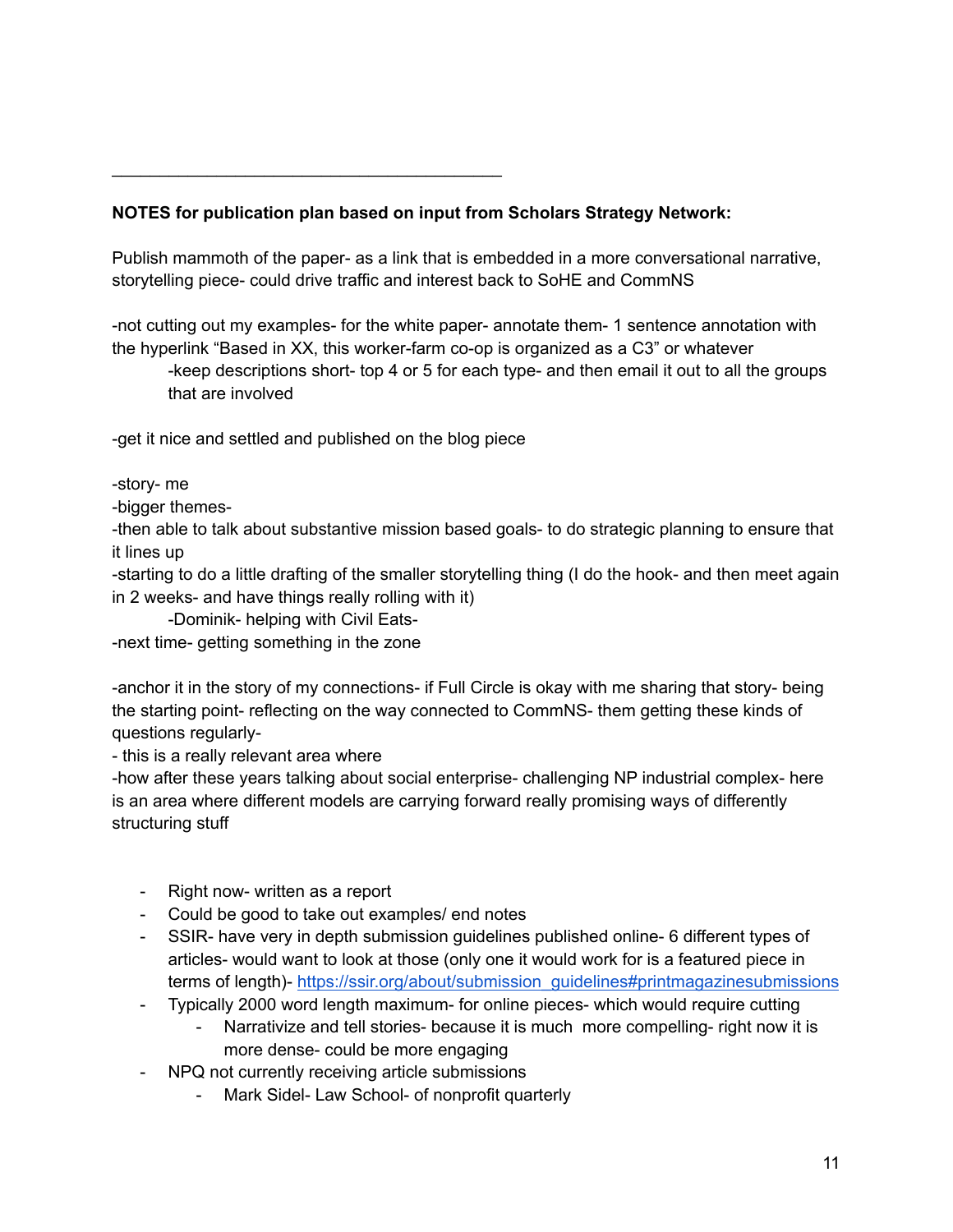---

**NOTES for publication plan based on input from Scholars Strategy Network:**

Publish mammoth of the paper- as a link that is embedded in a more conversational narrative, storytelling piece- could drive traffic and interest back to SoHE and CommNS

-not cutting out my examples- for the white paper- annotate them- 1 sentence annotation with the hyperlink "Based in XX, this worker-farm co-op is organized as a C3" or whatever

    -keep descriptions short- top 4 or 5 for each type- and then email it out to all the groups that are involved

-get it nice and settled and published on the blog piece

-story- me

-bigger themes-

-then able to talk about substantive mission based goals- to do strategic planning to ensure that it lines up

-starting to do a little drafting of the smaller storytelling thing (I do the hook- and then meet again in 2 weeks- and have things really rolling with it)

    -Dominik- helping with Civil Eats-

-next time- getting something in the zone

-anchor it in the story of my connections- if Full Circle is okay with me sharing that story- being the starting point- reflecting on the way connected to CommNS- them getting these kinds of questions regularly-

- this is a really relevant area where

-how after these years talking about social enterprise- challenging NP industrial complex- here is an area where different models are carrying forward really promising ways of differently structuring stuff

- Right now- written as a report
- Could be good to take out examples/ end notes
- SSIR- have very in depth submission guidelines published online- 6 different types of articles- would want to look at those (only one it would work for is a featured piece in terms of length)- https://ssir.org/about/submission_guidelines#printmagazinesubmissions
- Typically 2000 word length maximum- for online pieces- which would require cutting
    - Narrativize and tell stories- because it is much more compelling- right now it is more dense- could be more engaging
- NPQ not currently receiving article submissions
    - Mark Sidel- Law School- of nonprofit quarterly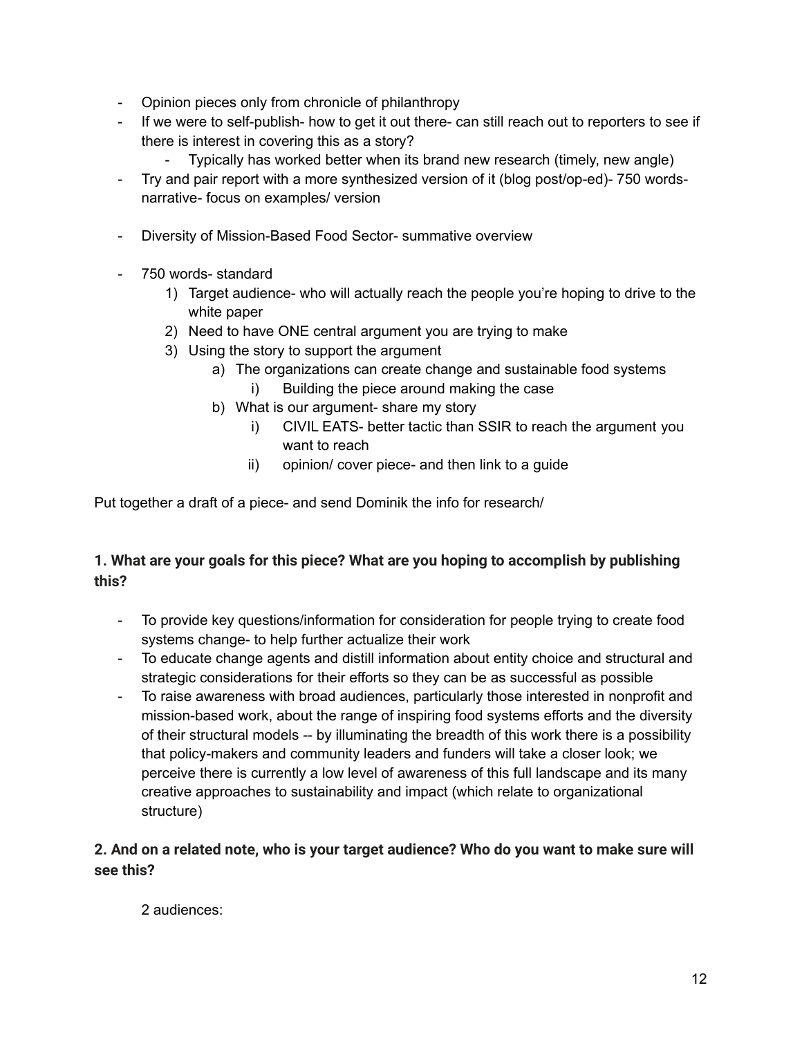- Opinion pieces only from chronicle of philanthropy
- If we were to self-publish- how to get it out there- can still reach out to reporters to see if there is interest in covering this as a story?
    - Typically has worked better when its brand new research (timely, new angle)
- Try and pair report with a more synthesized version of it (blog post/op-ed)- 750 words- narrative- focus on examples/ version

- Diversity of Mission-Based Food Sector- summative overview

- 750 words- standard
    1) Target audience- who will actually reach the people you're hoping to drive to the white paper
    2) Need to have ONE central argument you are trying to make
    3) Using the story to support the argument
        a) The organizations can create change and sustainable food systems
            i) Building the piece around making the case
        b) What is our argument- share my story
            i) CIVIL EATS- better tactic than SSIR to reach the argument you want to reach
            ii) opinion/ cover piece- and then link to a guide

Put together a draft of a piece- and send Dominik the info for research/

**1. What are your goals for this piece? What are you hoping to accomplish by publishing this?**

- To provide key questions/information for consideration for people trying to create food systems change- to help further actualize their work
- To educate change agents and distill information about entity choice and structural and strategic considerations for their efforts so they can be as successful as possible
- To raise awareness with broad audiences, particularly those interested in nonprofit and mission-based work, about the range of inspiring food systems efforts and the diversity of their structural models -- by illuminating the breadth of this work there is a possibility that policy-makers and community leaders and funders will take a closer look; we perceive there is currently a low level of awareness of this full landscape and its many creative approaches to sustainability and impact (which relate to organizational structure)

**2. And on a related note, who is your target audience? Who do you want to make sure will see this?**

2 audiences: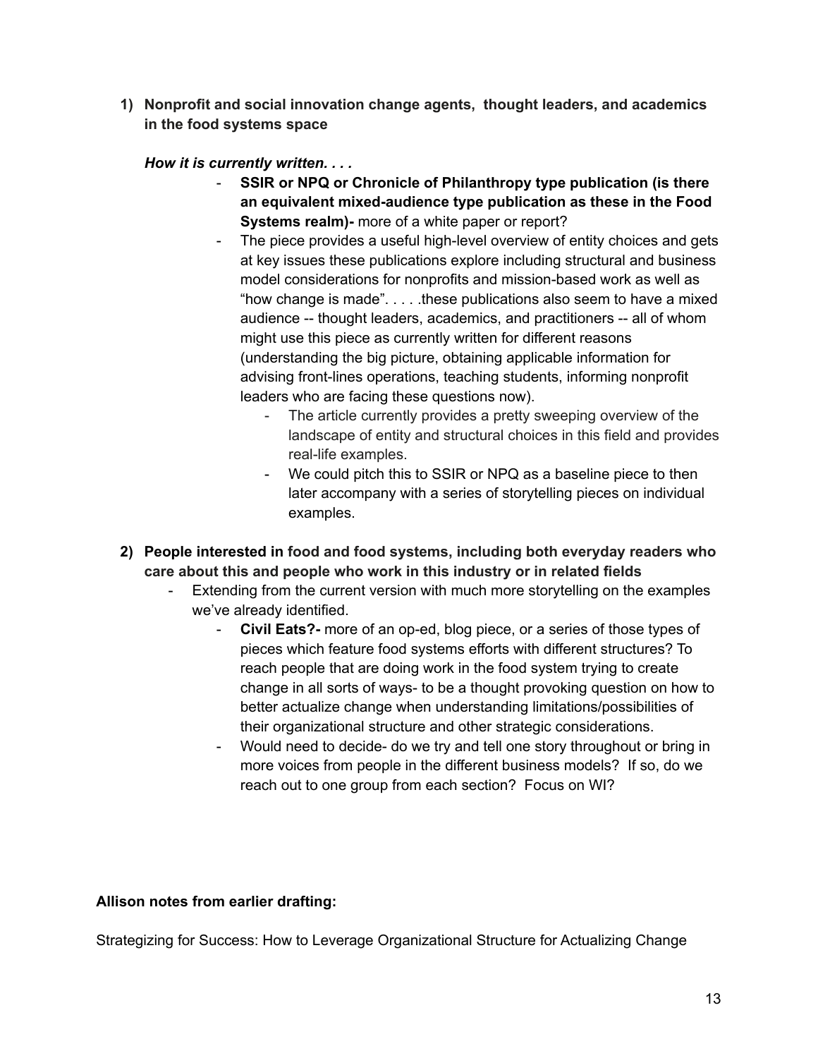1) **Nonprofit and social innovation change agents, thought leaders, and academics in the food systems space**

   ***How it is currently written. . . .***

   - **SSIR or NPQ or Chronicle of Philanthropy type publication (is there an equivalent mixed-audience type publication as these in the Food Systems realm)-** more of a white paper or report?
   - The piece provides a useful high-level overview of entity choices and gets at key issues these publications explore including structural and business model considerations for nonprofits and mission-based work as well as "how change is made". . . . .these publications also seem to have a mixed audience -- thought leaders, academics, and practitioners -- all of whom might use this piece as currently written for different reasons (understanding the big picture, obtaining applicable information for advising front-lines operations, teaching students, informing nonprofit leaders who are facing these questions now).
     - The article currently provides a pretty sweeping overview of the landscape of entity and structural choices in this field and provides real-life examples.
     - We could pitch this to SSIR or NPQ as a baseline piece to then later accompany with a series of storytelling pieces on individual examples.

2) **People interested in food and food systems, including both everyday readers who care about this and people who work in this industry or in related fields**
   - Extending from the current version with much more storytelling on the examples we've already identified.
     - **Civil Eats?-** more of an op-ed, blog piece, or a series of those types of pieces which feature food systems efforts with different structures? To reach people that are doing work in the food system trying to create change in all sorts of ways- to be a thought provoking question on how to better actualize change when understanding limitations/possibilities of their organizational structure and other strategic considerations.
     - Would need to decide- do we try and tell one story throughout or bring in more voices from people in the different business models? If so, do we reach out to one group from each section? Focus on WI?

**Allison notes from earlier drafting:**

Strategizing for Success: How to Leverage Organizational Structure for Actualizing Change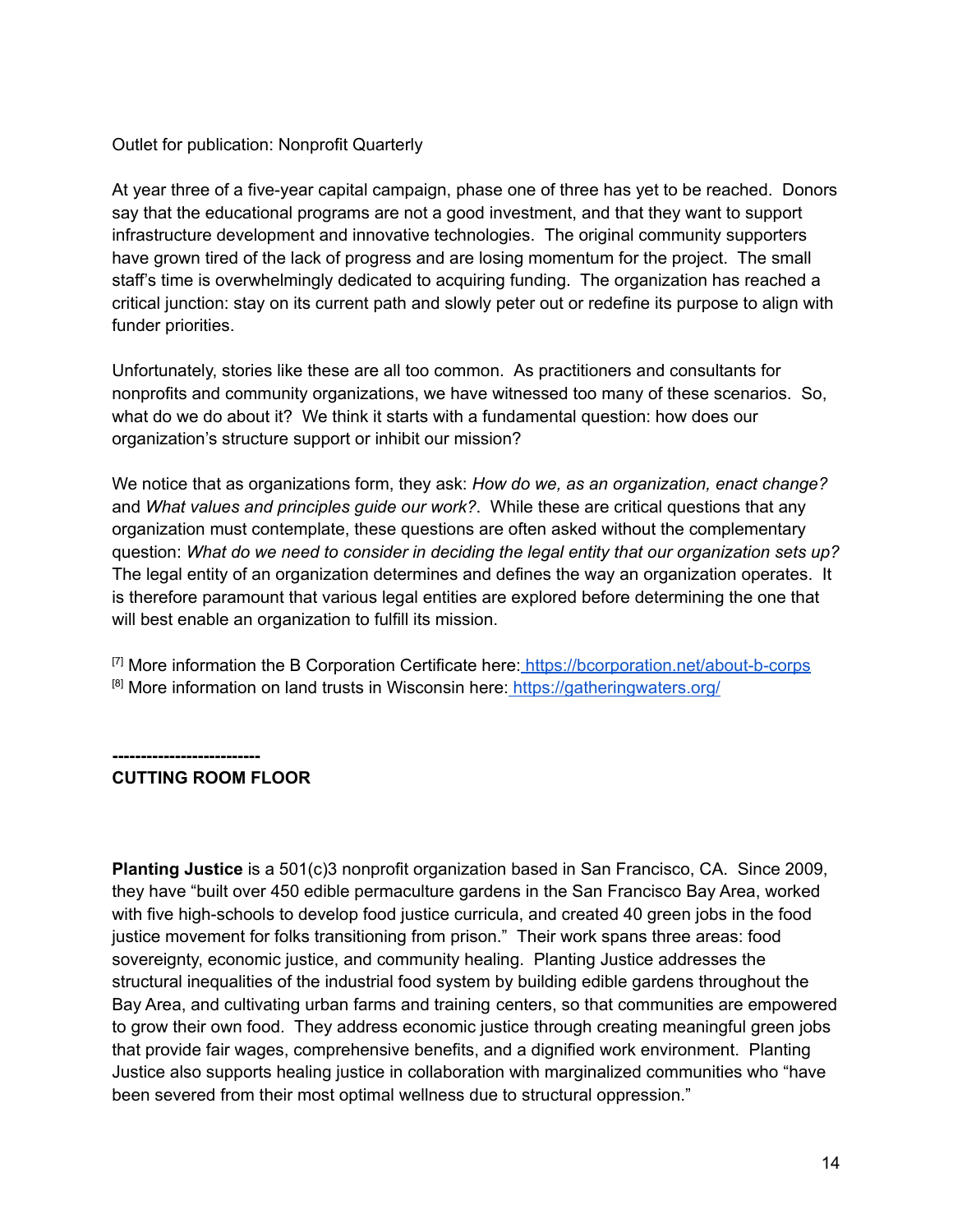Outlet for publication: Nonprofit Quarterly

At year three of a five-year capital campaign, phase one of three has yet to be reached. Donors say that the educational programs are not a good investment, and that they want to support infrastructure development and innovative technologies. The original community supporters have grown tired of the lack of progress and are losing momentum for the project. The small staff's time is overwhelmingly dedicated to acquiring funding. The organization has reached a critical junction: stay on its current path and slowly peter out or redefine its purpose to align with funder priorities.

Unfortunately, stories like these are all too common. As practitioners and consultants for nonprofits and community organizations, we have witnessed too many of these scenarios. So, what do we do about it? We think it starts with a fundamental question: how does our organization's structure support or inhibit our mission?

We notice that as organizations form, they ask: *How do we, as an organization, enact change?* and *What values and principles guide our work?*. While these are critical questions that any organization must contemplate, these questions are often asked without the complementary question: *What do we need to consider in deciding the legal entity that our organization sets up?* The legal entity of an organization determines and defines the way an organization operates. It is therefore paramount that various legal entities are explored before determining the one that will best enable an organization to fulfill its mission.

[7] More information the B Corporation Certificate here: https://bcorporation.net/about-b-corps
[8] More information on land trusts in Wisconsin here: https://gatheringwaters.org/

**-------------------------**
**CUTTING ROOM FLOOR**

**Planting Justice** is a 501(c)3 nonprofit organization based in San Francisco, CA. Since 2009, they have "built over 450 edible permaculture gardens in the San Francisco Bay Area, worked with five high-schools to develop food justice curricula, and created 40 green jobs in the food justice movement for folks transitioning from prison." Their work spans three areas: food sovereignty, economic justice, and community healing. Planting Justice addresses the structural inequalities of the industrial food system by building edible gardens throughout the Bay Area, and cultivating urban farms and training centers, so that communities are empowered to grow their own food. They address economic justice through creating meaningful green jobs that provide fair wages, comprehensive benefits, and a dignified work environment. Planting Justice also supports healing justice in collaboration with marginalized communities who "have been severed from their most optimal wellness due to structural oppression."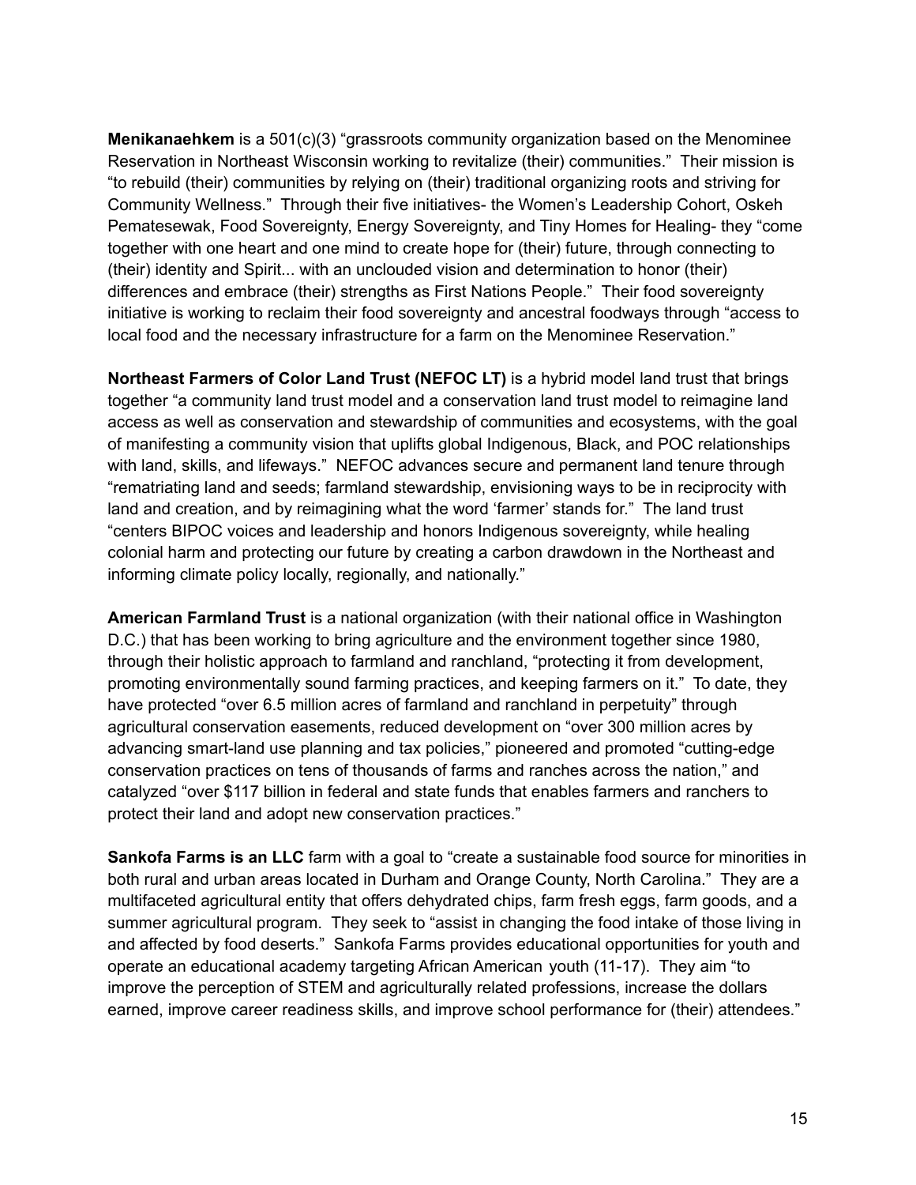**Menikanaehkem** is a 501(c)(3) “grassroots community organization based on the Menominee Reservation in Northeast Wisconsin working to revitalize (their) communities.” Their mission is “to rebuild (their) communities by relying on (their) traditional organizing roots and striving for Community Wellness.” Through their five initiatives- the Women’s Leadership Cohort, Oskeh Pematesewak, Food Sovereignty, Energy Sovereignty, and Tiny Homes for Healing- they “come together with one heart and one mind to create hope for (their) future, through connecting to (their) identity and Spirit... with an unclouded vision and determination to honor (their) differences and embrace (their) strengths as First Nations People.” Their food sovereignty initiative is working to reclaim their food sovereignty and ancestral foodways through “access to local food and the necessary infrastructure for a farm on the Menominee Reservation.”

**Northeast Farmers of Color Land Trust (NEFOC LT)** is a hybrid model land trust that brings together “a community land trust model and a conservation land trust model to reimagine land access as well as conservation and stewardship of communities and ecosystems, with the goal of manifesting a community vision that uplifts global Indigenous, Black, and POC relationships with land, skills, and lifeways.” NEFOC advances secure and permanent land tenure through “rematriating land and seeds; farmland stewardship, envisioning ways to be in reciprocity with land and creation, and by reimagining what the word ‘farmer’ stands for.” The land trust “centers BIPOC voices and leadership and honors Indigenous sovereignty, while healing colonial harm and protecting our future by creating a carbon drawdown in the Northeast and informing climate policy locally, regionally, and nationally.”

**American Farmland Trust** is a national organization (with their national office in Washington D.C.) that has been working to bring agriculture and the environment together since 1980, through their holistic approach to farmland and ranchland, “protecting it from development, promoting environmentally sound farming practices, and keeping farmers on it.” To date, they have protected “over 6.5 million acres of farmland and ranchland in perpetuity” through agricultural conservation easements, reduced development on “over 300 million acres by advancing smart-land use planning and tax policies,” pioneered and promoted “cutting-edge conservation practices on tens of thousands of farms and ranches across the nation,” and catalyzed “over $117 billion in federal and state funds that enables farmers and ranchers to protect their land and adopt new conservation practices.”

**Sankofa Farms is an LLC** farm with a goal to “create a sustainable food source for minorities in both rural and urban areas located in Durham and Orange County, North Carolina.” They are a multifaceted agricultural entity that offers dehydrated chips, farm fresh eggs, farm goods, and a summer agricultural program. They seek to “assist in changing the food intake of those living in and affected by food deserts.” Sankofa Farms provides educational opportunities for youth and operate an educational academy targeting African American youth (11-17). They aim “to improve the perception of STEM and agriculturally related professions, increase the dollars earned, improve career readiness skills, and improve school performance for (their) attendees.”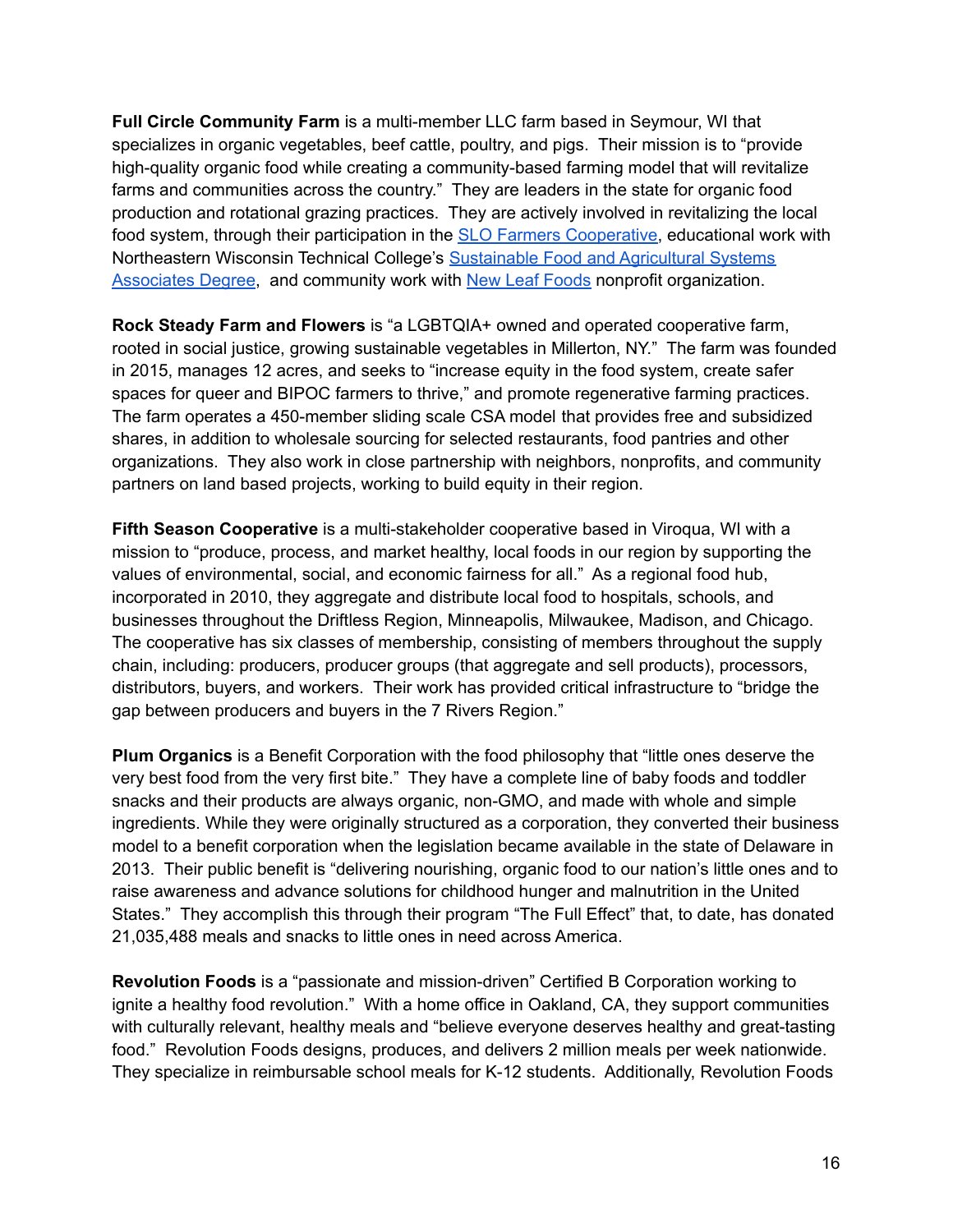**Full Circle Community Farm** is a multi-member LLC farm based in Seymour, WI that specializes in organic vegetables, beef cattle, poultry, and pigs. Their mission is to "provide high-quality organic food while creating a community-based farming model that will revitalize farms and communities across the country." They are leaders in the state for organic food production and rotational grazing practices. They are actively involved in revitalizing the local food system, through their participation in the SLO Farmers Cooperative, educational work with Northeastern Wisconsin Technical College's Sustainable Food and Agricultural Systems Associates Degree, and community work with New Leaf Foods nonprofit organization.

**Rock Steady Farm and Flowers** is "a LGBTQIA+ owned and operated cooperative farm, rooted in social justice, growing sustainable vegetables in Millerton, NY." The farm was founded in 2015, manages 12 acres, and seeks to "increase equity in the food system, create safer spaces for queer and BIPOC farmers to thrive," and promote regenerative farming practices. The farm operates a 450-member sliding scale CSA model that provides free and subsidized shares, in addition to wholesale sourcing for selected restaurants, food pantries and other organizations. They also work in close partnership with neighbors, nonprofits, and community partners on land based projects, working to build equity in their region.

**Fifth Season Cooperative** is a multi-stakeholder cooperative based in Viroqua, WI with a mission to "produce, process, and market healthy, local foods in our region by supporting the values of environmental, social, and economic fairness for all." As a regional food hub, incorporated in 2010, they aggregate and distribute local food to hospitals, schools, and businesses throughout the Driftless Region, Minneapolis, Milwaukee, Madison, and Chicago. The cooperative has six classes of membership, consisting of members throughout the supply chain, including: producers, producer groups (that aggregate and sell products), processors, distributors, buyers, and workers. Their work has provided critical infrastructure to "bridge the gap between producers and buyers in the 7 Rivers Region."

**Plum Organics** is a Benefit Corporation with the food philosophy that "little ones deserve the very best food from the very first bite." They have a complete line of baby foods and toddler snacks and their products are always organic, non-GMO, and made with whole and simple ingredients. While they were originally structured as a corporation, they converted their business model to a benefit corporation when the legislation became available in the state of Delaware in 2013. Their public benefit is "delivering nourishing, organic food to our nation's little ones and to raise awareness and advance solutions for childhood hunger and malnutrition in the United States." They accomplish this through their program "The Full Effect" that, to date, has donated 21,035,488 meals and snacks to little ones in need across America.

**Revolution Foods** is a "passionate and mission-driven" Certified B Corporation working to ignite a healthy food revolution." With a home office in Oakland, CA, they support communities with culturally relevant, healthy meals and "believe everyone deserves healthy and great-tasting food." Revolution Foods designs, produces, and delivers 2 million meals per week nationwide. They specialize in reimbursable school meals for K-12 students. Additionally, Revolution Foods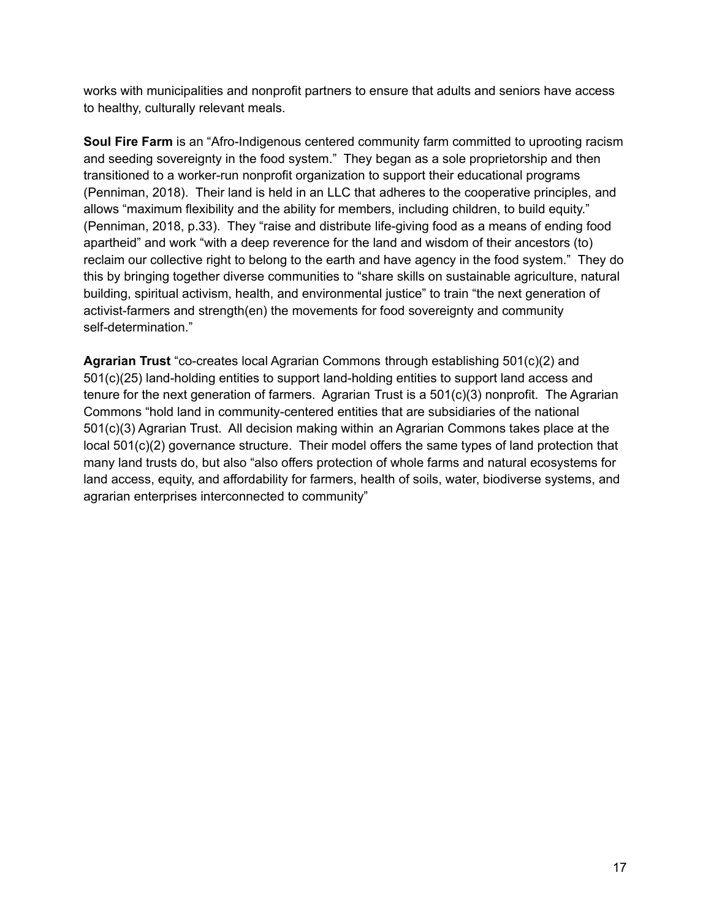works with municipalities and nonprofit partners to ensure that adults and seniors have access to healthy, culturally relevant meals.

**Soul Fire Farm** is an "Afro-Indigenous centered community farm committed to uprooting racism and seeding sovereignty in the food system." They began as a sole proprietorship and then transitioned to a worker-run nonprofit organization to support their educational programs (Penniman, 2018). Their land is held in an LLC that adheres to the cooperative principles, and allows "maximum flexibility and the ability for members, including children, to build equity." (Penniman, 2018, p.33). They "raise and distribute life-giving food as a means of ending food apartheid" and work "with a deep reverence for the land and wisdom of their ancestors (to) reclaim our collective right to belong to the earth and have agency in the food system." They do this by bringing together diverse communities to "share skills on sustainable agriculture, natural building, spiritual activism, health, and environmental justice" to train "the next generation of activist-farmers and strength(en) the movements for food sovereignty and community self-determination."

**Agrarian Trust** "co-creates local Agrarian Commons through establishing 501(c)(2) and 501(c)(25) land-holding entities to support land-holding entities to support land access and tenure for the next generation of farmers. Agrarian Trust is a 501(c)(3) nonprofit. The Agrarian Commons "hold land in community-centered entities that are subsidiaries of the national 501(c)(3) Agrarian Trust. All decision making within an Agrarian Commons takes place at the local 501(c)(2) governance structure. Their model offers the same types of land protection that many land trusts do, but also "also offers protection of whole farms and natural ecosystems for land access, equity, and affordability for farmers, health of soils, water, biodiverse systems, and agrarian enterprises interconnected to community"